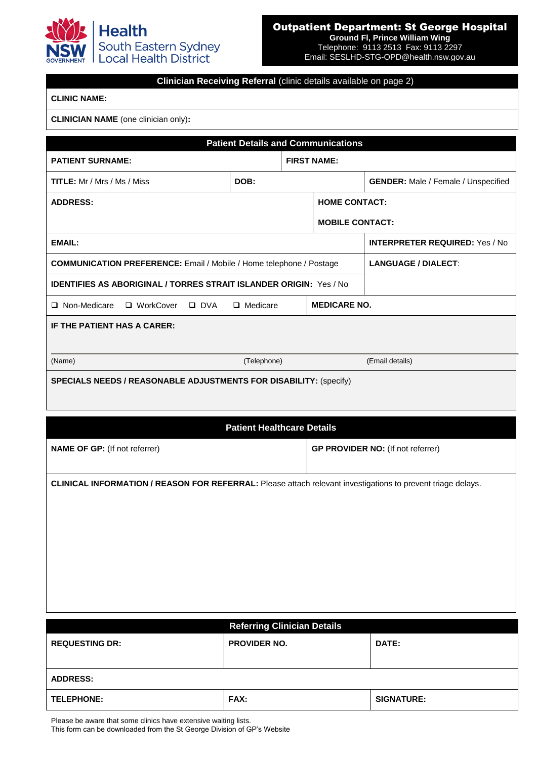Health
South Eastern Sydney
Local Health District

NSW GOVERNMENT

## Outpatient Department: St George Hospital

**Ground Fl, Prince William Wing**
Telephone: 9113 2513 Fax: 9113 2297
Email: SESLHD-STG-OPD@health.nsw.gov.au

| **Clinician Receiving Referral** (clinic details available on page 2) |
|---|
| **CLINIC NAME:** |
| **CLINICIAN NAME** (one clinician only)**:** |

| **Patient Details and Communications** | | |
|---|---|---|
| **PATIENT SURNAME:** | **FIRST NAME:** | |
| **TITLE:** Mr / Mrs / Ms / Miss | **DOB:** | **GENDER:** Male / Female / Unspecified |
| **ADDRESS:** | **HOME CONTACT:** <br> **MOBILE CONTACT:** | |
| **EMAIL:** | | **INTERPRETER REQUIRED:** Yes / No |
| **COMMUNICATION PREFERENCE:** Email / Mobile / Home telephone / Postage | | **LANGUAGE / DIALECT**: |
| **IDENTIFIES AS ABORIGINAL / TORRES STRAIT ISLANDER ORIGIN:** Yes / No | | |
| ❑ Non-Medicare ❑ WorkCover ❑ DVA ❑ Medicare | **MEDICARE NO.** | |
| **IF THE PATIENT HAS A CARER:** | | |
| (Name) | (Telephone) | (Email details) |
| **SPECIALS NEEDS / REASONABLE ADJUSTMENTS FOR DISABILITY:** (specify) | | |

| **Patient Healthcare Details** | |
|---|---|
| **NAME OF GP:** (If not referrer) | **GP PROVIDER NO:** (If not referrer) |
| **CLINICAL INFORMATION / REASON FOR REFERRAL:** Please attach relevant investigations to prevent triage delays. | |

| **Referring Clinician Details** | | |
|---|---|---|
| **REQUESTING DR:** | **PROVIDER NO.** | **DATE:** |
| **ADDRESS:** | | |
| **TELEPHONE:** | **FAX:** | **SIGNATURE:** |

Please be aware that some clinics have extensive waiting lists.
This form can be downloaded from the St George Division of GP's Website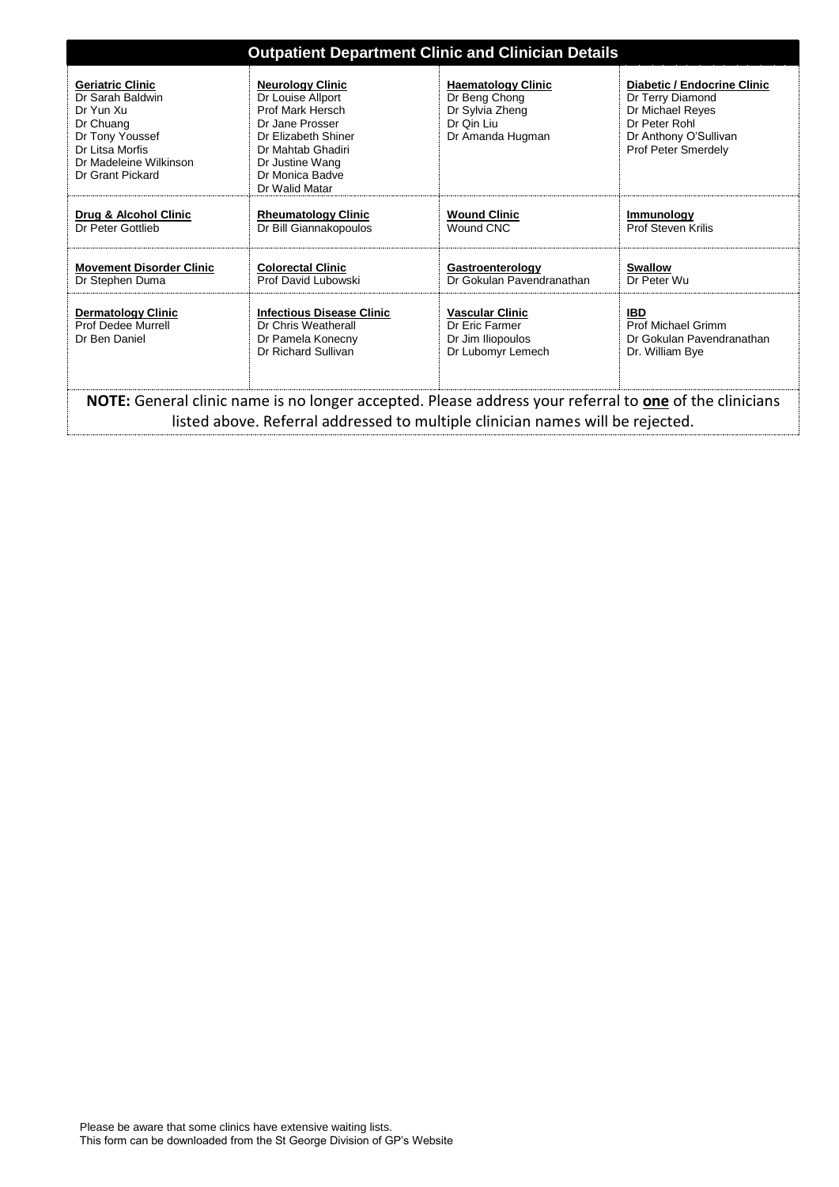## Outpatient Department Clinic and Clinician Details

| | | | |
|---|---|---|---|
| **Geriatric Clinic**<br>Dr Sarah Baldwin<br>Dr Yun Xu<br>Dr Chuang<br>Dr Tony Youssef<br>Dr Litsa Morfis<br>Dr Madeleine Wilkinson<br>Dr Grant Pickard | **Neurology Clinic**<br>Dr Louise Allport<br>Prof Mark Hersch<br>Dr Jane Prosser<br>Dr Elizabeth Shiner<br>Dr Mahtab Ghadiri<br>Dr Justine Wang<br>Dr Monica Badve<br>Dr Walid Matar | **Haematology Clinic**<br>Dr Beng Chong<br>Dr Sylvia Zheng<br>Dr Qin Liu<br>Dr Amanda Hugman | **Diabetic / Endocrine Clinic**<br>Dr Terry Diamond<br>Dr Michael Reyes<br>Dr Peter Rohl<br>Dr Anthony O'Sullivan<br>Prof Peter Smerdely |
| **Drug & Alcohol Clinic**<br>Dr Peter Gottlieb | **Rheumatology Clinic**<br>Dr Bill Giannakopoulos | **Wound Clinic**<br>Wound CNC | **Immunology**<br>Prof Steven Krilis |
| **Movement Disorder Clinic**<br>Dr Stephen Duma | **Colorectal Clinic**<br>Prof David Lubowski | **Gastroenterology**<br>Dr Gokulan Pavendranathan | **Swallow**<br>Dr Peter Wu |
| **Dermatology Clinic**<br>Prof Dedee Murrell<br>Dr Ben Daniel | **Infectious Disease Clinic**<br>Dr Chris Weatherall<br>Dr Pamela Konecny<br>Dr Richard Sullivan | **Vascular Clinic**<br>Dr Eric Farmer<br>Dr Jim Iliopoulos<br>Dr Lubomyr Lemech | **IBD**<br>Prof Michael Grimm<br>Dr Gokulan Pavendranathan<br>Dr. William Bye |

**NOTE:** General clinic name is no longer accepted. Please address your referral to **one** of the clinicians listed above. Referral addressed to multiple clinician names will be rejected.

Please be aware that some clinics have extensive waiting lists.
This form can be downloaded from the St George Division of GP's Website